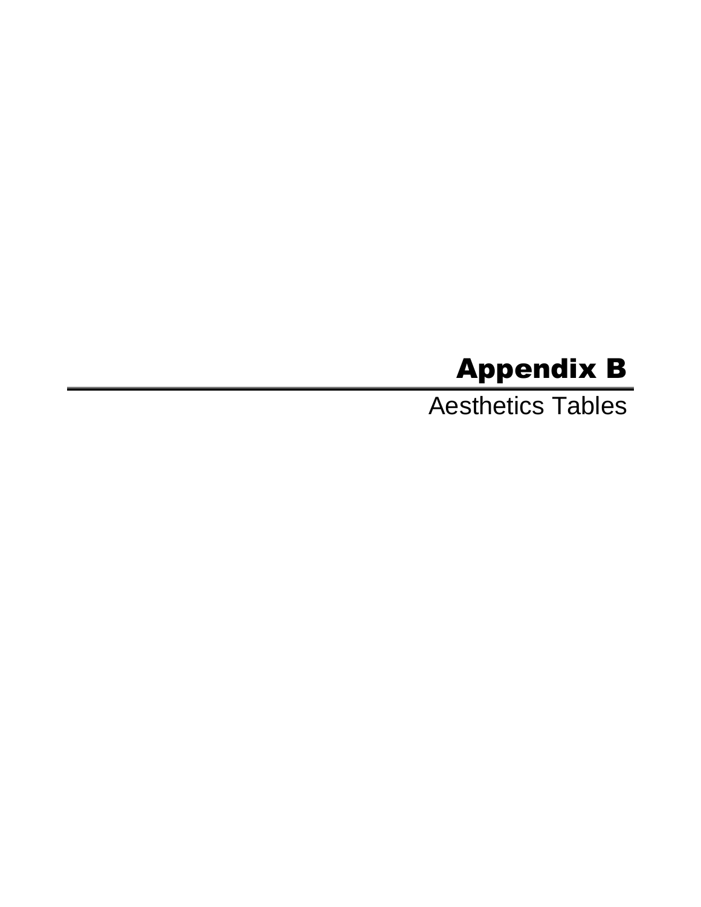# Appendix B

Aesthetics Tables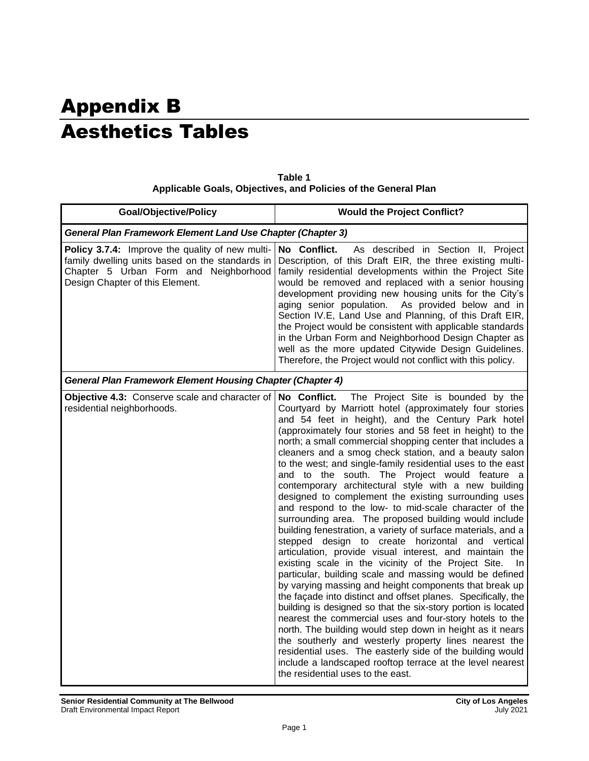# Appendix B
# Aesthetics Tables

**Table 1**
**Applicable Goals, Objectives, and Policies of the General Plan**

| Goal/Objective/Policy | Would the Project Conflict? |
|---|---|
| ***General Plan Framework Element Land Use Chapter (Chapter 3)*** | |
| **Policy 3.7.4:** Improve the quality of new multi-family dwelling units based on the standards in Chapter 5 Urban Form and Neighborhood Design Chapter of this Element. | **No Conflict.** As described in Section II, Project Description, of this Draft EIR, the three existing multi-family residential developments within the Project Site would be removed and replaced with a senior housing development providing new housing units for the City's aging senior population. As provided below and in Section IV.E, Land Use and Planning, of this Draft EIR, the Project would be consistent with applicable standards in the Urban Form and Neighborhood Design Chapter as well as the more updated Citywide Design Guidelines. Therefore, the Project would not conflict with this policy. |
| ***General Plan Framework Element Housing Chapter (Chapter 4)*** | |
| **Objective 4.3:** Conserve scale and character of residential neighborhoods. | **No Conflict.** The Project Site is bounded by the Courtyard by Marriott hotel (approximately four stories and 54 feet in height), and the Century Park hotel (approximately four stories and 58 feet in height) to the north; a small commercial shopping center that includes a cleaners and a smog check station, and a beauty salon to the west; and single-family residential uses to the east and to the south. The Project would feature a contemporary architectural style with a new building designed to complement the existing surrounding uses and respond to the low- to mid-scale character of the surrounding area. The proposed building would include building fenestration, a variety of surface materials, and a stepped design to create horizontal and vertical articulation, provide visual interest, and maintain the existing scale in the vicinity of the Project Site. In particular, building scale and massing would be defined by varying massing and height components that break up the façade into distinct and offset planes. Specifically, the building is designed so that the six-story portion is located nearest the commercial uses and four-story hotels to the north. The building would step down in height as it nears the southerly and westerly property lines nearest the residential uses. The easterly side of the building would include a landscaped rooftop terrace at the level nearest the residential uses to the east. |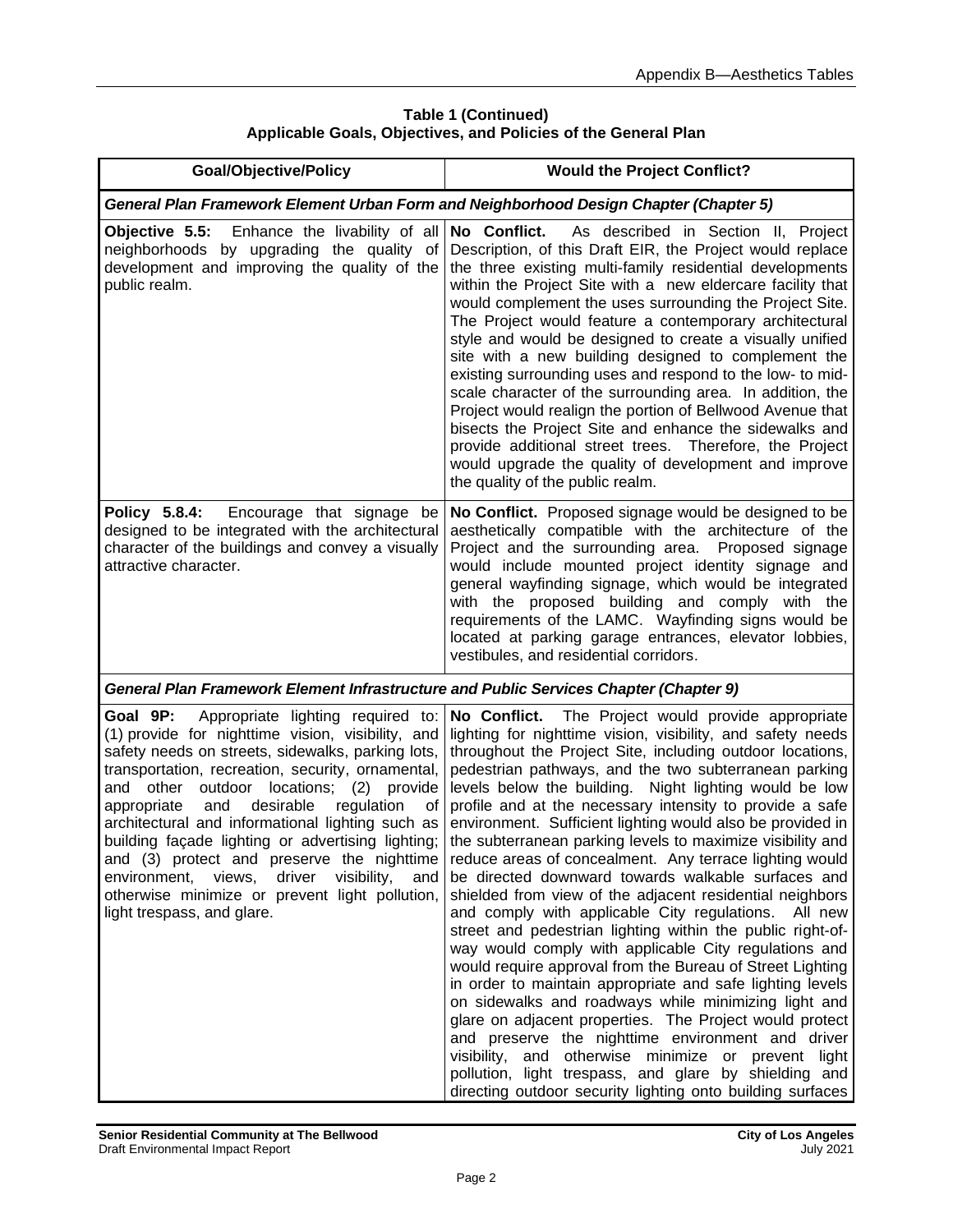**Table 1 (Continued)**
**Applicable Goals, Objectives, and Policies of the General Plan**

| Goal/Objective/Policy | Would the Project Conflict? |
|---|---|
| ***General Plan Framework Element Urban Form and Neighborhood Design Chapter (Chapter 5)*** | |
| **Objective 5.5:** Enhance the livability of all neighborhoods by upgrading the quality of development and improving the quality of the public realm. | **No Conflict.** As described in Section II, Project Description, of this Draft EIR, the Project would replace the three existing multi-family residential developments within the Project Site with a new eldercare facility that would complement the uses surrounding the Project Site. The Project would feature a contemporary architectural style and would be designed to create a visually unified site with a new building designed to complement the existing surrounding uses and respond to the low- to mid-scale character of the surrounding area. In addition, the Project would realign the portion of Bellwood Avenue that bisects the Project Site and enhance the sidewalks and provide additional street trees. Therefore, the Project would upgrade the quality of development and improve the quality of the public realm. |
| **Policy 5.8.4:** Encourage that signage be designed to be integrated with the architectural character of the buildings and convey a visually attractive character. | **No Conflict.** Proposed signage would be designed to be aesthetically compatible with the architecture of the Project and the surrounding area. Proposed signage would include mounted project identity signage and general wayfinding signage, which would be integrated with the proposed building and comply with the requirements of the LAMC. Wayfinding signs would be located at parking garage entrances, elevator lobbies, vestibules, and residential corridors. |
| ***General Plan Framework Element Infrastructure and Public Services Chapter (Chapter 9)*** | |
| **Goal 9P:** Appropriate lighting required to: (1) provide for nighttime vision, visibility, and safety needs on streets, sidewalks, parking lots, transportation, recreation, security, ornamental, and other outdoor locations; (2) provide appropriate and desirable regulation of architectural and informational lighting such as building façade lighting or advertising lighting; and (3) protect and preserve the nighttime environment, views, driver visibility, and otherwise minimize or prevent light pollution, light trespass, and glare. | **No Conflict.** The Project would provide appropriate lighting for nighttime vision, visibility, and safety needs throughout the Project Site, including outdoor locations, pedestrian pathways, and the two subterranean parking levels below the building. Night lighting would be low profile and at the necessary intensity to provide a safe environment. Sufficient lighting would also be provided in the subterranean parking levels to maximize visibility and reduce areas of concealment. Any terrace lighting would be directed downward towards walkable surfaces and shielded from view of the adjacent residential neighbors and comply with applicable City regulations. All new street and pedestrian lighting within the public right-of-way would comply with applicable City regulations and would require approval from the Bureau of Street Lighting in order to maintain appropriate and safe lighting levels on sidewalks and roadways while minimizing light and glare on adjacent properties. The Project would protect and preserve the nighttime environment and driver visibility, and otherwise minimize or prevent light pollution, light trespass, and glare by shielding and directing outdoor security lighting onto building surfaces |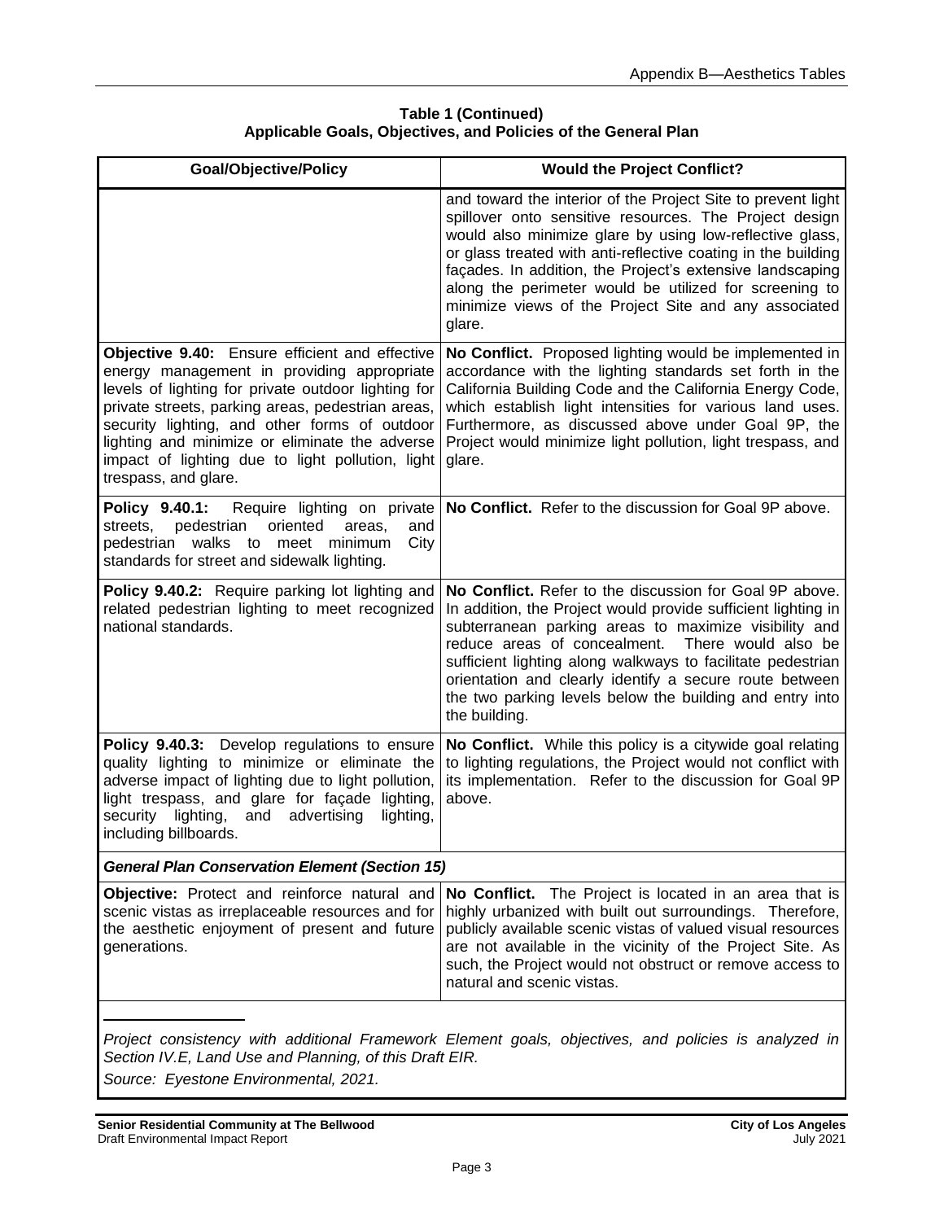**Table 1 (Continued)**
**Applicable Goals, Objectives, and Policies of the General Plan**

| Goal/Objective/Policy | Would the Project Conflict? |
|---|---|
| | and toward the interior of the Project Site to prevent light spillover onto sensitive resources. The Project design would also minimize glare by using low-reflective glass, or glass treated with anti-reflective coating in the building façades. In addition, the Project's extensive landscaping along the perimeter would be utilized for screening to minimize views of the Project Site and any associated glare. |
| **Objective 9.40:** Ensure efficient and effective energy management in providing appropriate levels of lighting for private outdoor lighting for private streets, parking areas, pedestrian areas, security lighting, and other forms of outdoor lighting and minimize or eliminate the adverse impact of lighting due to light pollution, light trespass, and glare. | **No Conflict.** Proposed lighting would be implemented in accordance with the lighting standards set forth in the California Building Code and the California Energy Code, which establish light intensities for various land uses. Furthermore, as discussed above under Goal 9P, the Project would minimize light pollution, light trespass, and glare. |
| **Policy 9.40.1:** Require lighting on private streets, pedestrian oriented areas, and pedestrian walks to meet minimum City standards for street and sidewalk lighting. | **No Conflict.** Refer to the discussion for Goal 9P above. |
| **Policy 9.40.2:** Require parking lot lighting and related pedestrian lighting to meet recognized national standards. | **No Conflict.** Refer to the discussion for Goal 9P above. In addition, the Project would provide sufficient lighting in subterranean parking areas to maximize visibility and reduce areas of concealment. There would also be sufficient lighting along walkways to facilitate pedestrian orientation and clearly identify a secure route between the two parking levels below the building and entry into the building. |
| **Policy 9.40.3:** Develop regulations to ensure quality lighting to minimize or eliminate the adverse impact of lighting due to light pollution, light trespass, and glare for façade lighting, security lighting, and advertising lighting, including billboards. | **No Conflict.** While this policy is a citywide goal relating to lighting regulations, the Project would not conflict with its implementation. Refer to the discussion for Goal 9P above. |
| ***General Plan Conservation Element (Section 15)*** | |
| **Objective:** Protect and reinforce natural and scenic vistas as irreplaceable resources and for the aesthetic enjoyment of present and future generations. | **No Conflict.** The Project is located in an area that is highly urbanized with built out surroundings. Therefore, publicly available scenic vistas of valued visual resources are not available in the vicinity of the Project Site. As such, the Project would not obstruct or remove access to natural and scenic vistas. |

*Project consistency with additional Framework Element goals, objectives, and policies is analyzed in Section IV.E, Land Use and Planning, of this Draft EIR.*

*Source: Eyestone Environmental, 2021.*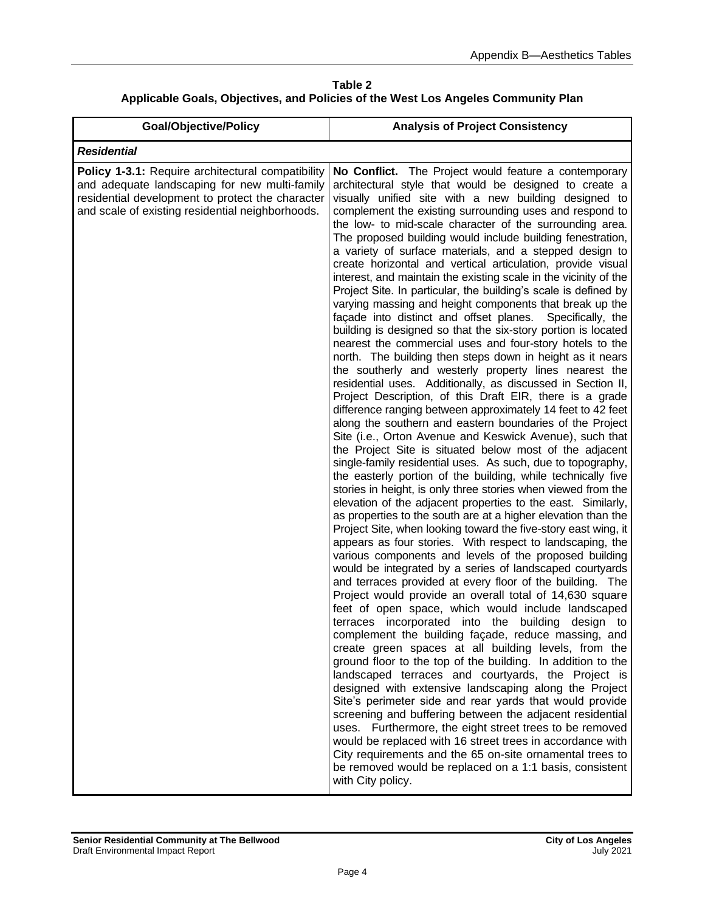**Table 2**
**Applicable Goals, Objectives, and Policies of the West Los Angeles Community Plan**

| Goal/Objective/Policy | Analysis of Project Consistency |
|---|---|
| ***Residential*** | |
| **Policy 1-3.1:** Require architectural compatibility and adequate landscaping for new multi-family residential development to protect the character and scale of existing residential neighborhoods. | **No Conflict.** The Project would feature a contemporary architectural style that would be designed to create a visually unified site with a new building designed to complement the existing surrounding uses and respond to the low- to mid-scale character of the surrounding area. The proposed building would include building fenestration, a variety of surface materials, and a stepped design to create horizontal and vertical articulation, provide visual interest, and maintain the existing scale in the vicinity of the Project Site. In particular, the building's scale is defined by varying massing and height components that break up the façade into distinct and offset planes. Specifically, the building is designed so that the six-story portion is located nearest the commercial uses and four-story hotels to the north. The building then steps down in height as it nears the southerly and westerly property lines nearest the residential uses. Additionally, as discussed in Section II, Project Description, of this Draft EIR, there is a grade difference ranging between approximately 14 feet to 42 feet along the southern and eastern boundaries of the Project Site (i.e., Orton Avenue and Keswick Avenue), such that the Project Site is situated below most of the adjacent single-family residential uses. As such, due to topography, the easterly portion of the building, while technically five stories in height, is only three stories when viewed from the elevation of the adjacent properties to the east. Similarly, as properties to the south are at a higher elevation than the Project Site, when looking toward the five-story east wing, it appears as four stories. With respect to landscaping, the various components and levels of the proposed building would be integrated by a series of landscaped courtyards and terraces provided at every floor of the building. The Project would provide an overall total of 14,630 square feet of open space, which would include landscaped terraces incorporated into the building design to complement the building façade, reduce massing, and create green spaces at all building levels, from the ground floor to the top of the building. In addition to the landscaped terraces and courtyards, the Project is designed with extensive landscaping along the Project Site's perimeter side and rear yards that would provide screening and buffering between the adjacent residential uses. Furthermore, the eight street trees to be removed would be replaced with 16 street trees in accordance with City requirements and the 65 on-site ornamental trees to be removed would be replaced on a 1:1 basis, consistent with City policy. |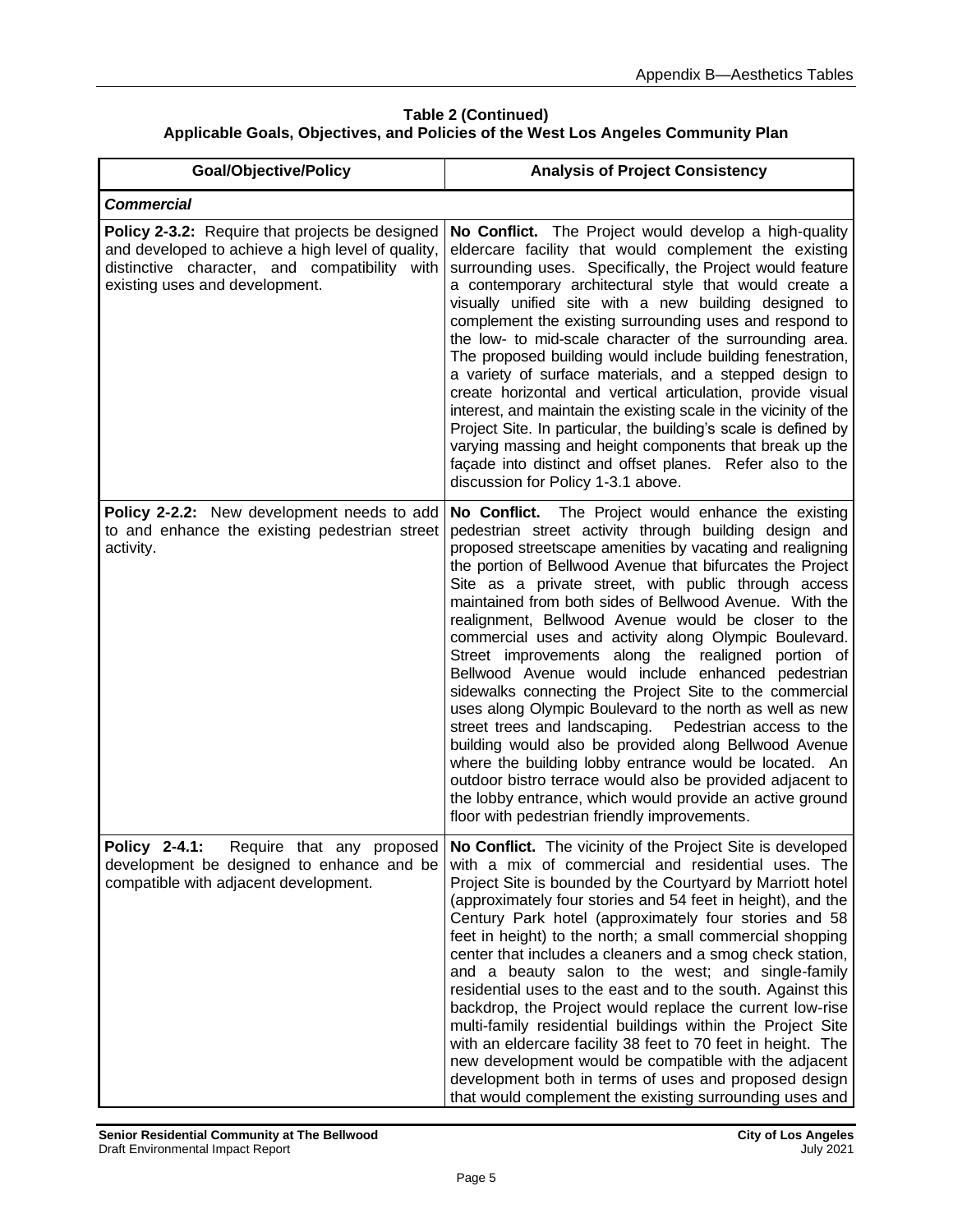**Table 2 (Continued)**
**Applicable Goals, Objectives, and Policies of the West Los Angeles Community Plan**

| Goal/Objective/Policy | Analysis of Project Consistency |
|---|---|
| ***Commercial*** | |
| **Policy 2-3.2:** Require that projects be designed and developed to achieve a high level of quality, distinctive character, and compatibility with existing uses and development. | **No Conflict.** The Project would develop a high-quality eldercare facility that would complement the existing surrounding uses. Specifically, the Project would feature a contemporary architectural style that would create a visually unified site with a new building designed to complement the existing surrounding uses and respond to the low- to mid-scale character of the surrounding area. The proposed building would include building fenestration, a variety of surface materials, and a stepped design to create horizontal and vertical articulation, provide visual interest, and maintain the existing scale in the vicinity of the Project Site. In particular, the building's scale is defined by varying massing and height components that break up the façade into distinct and offset planes. Refer also to the discussion for Policy 1-3.1 above. |
| **Policy 2-2.2:** New development needs to add to and enhance the existing pedestrian street activity. | **No Conflict.** The Project would enhance the existing pedestrian street activity through building design and proposed streetscape amenities by vacating and realigning the portion of Bellwood Avenue that bifurcates the Project Site as a private street, with public through access maintained from both sides of Bellwood Avenue. With the realignment, Bellwood Avenue would be closer to the commercial uses and activity along Olympic Boulevard. Street improvements along the realigned portion of Bellwood Avenue would include enhanced pedestrian sidewalks connecting the Project Site to the commercial uses along Olympic Boulevard to the north as well as new street trees and landscaping. Pedestrian access to the building would also be provided along Bellwood Avenue where the building lobby entrance would be located. An outdoor bistro terrace would also be provided adjacent to the lobby entrance, which would provide an active ground floor with pedestrian friendly improvements. |
| **Policy 2-4.1:** Require that any proposed development be designed to enhance and be compatible with adjacent development. | **No Conflict.** The vicinity of the Project Site is developed with a mix of commercial and residential uses. The Project Site is bounded by the Courtyard by Marriott hotel (approximately four stories and 54 feet in height), and the Century Park hotel (approximately four stories and 58 feet in height) to the north; a small commercial shopping center that includes a cleaners and a smog check station, and a beauty salon to the west; and single-family residential uses to the east and to the south. Against this backdrop, the Project would replace the current low-rise multi-family residential buildings within the Project Site with an eldercare facility 38 feet to 70 feet in height. The new development would be compatible with the adjacent development both in terms of uses and proposed design that would complement the existing surrounding uses and |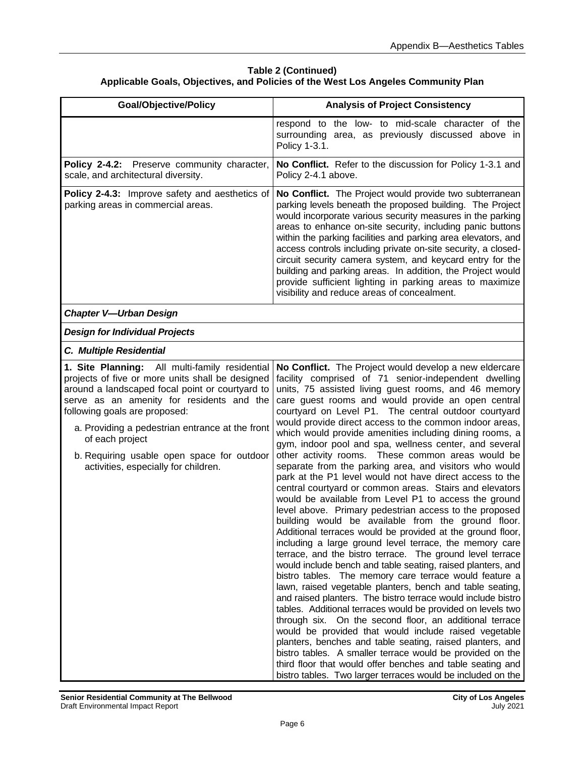**Table 2 (Continued)**
**Applicable Goals, Objectives, and Policies of the West Los Angeles Community Plan**

| Goal/Objective/Policy | Analysis of Project Consistency |
|---|---|
| | respond to the low- to mid-scale character of the surrounding area, as previously discussed above in Policy 1-3.1. |
| **Policy 2-4.2:** Preserve community character, scale, and architectural diversity. | **No Conflict.** Refer to the discussion for Policy 1-3.1 and Policy 2-4.1 above. |
| **Policy 2-4.3:** Improve safety and aesthetics of parking areas in commercial areas. | **No Conflict.** The Project would provide two subterranean parking levels beneath the proposed building. The Project would incorporate various security measures in the parking areas to enhance on-site security, including panic buttons within the parking facilities and parking area elevators, and access controls including private on-site security, a closed-circuit security camera system, and keycard entry for the building and parking areas. In addition, the Project would provide sufficient lighting in parking areas to maximize visibility and reduce areas of concealment. |
| ***Chapter V—Urban Design*** | |
| ***Design for Individual Projects*** | |
| ***C. Multiple Residential*** | |
| **1. Site Planning:** All multi-family residential projects of five or more units shall be designed around a landscaped focal point or courtyard to serve as an amenity for residents and the following goals are proposed:<br>a. Providing a pedestrian entrance at the front of each project<br>b. Requiring usable open space for outdoor activities, especially for children. | **No Conflict.** The Project would develop a new eldercare facility comprised of 71 senior-independent dwelling units, 75 assisted living guest rooms, and 46 memory care guest rooms and would provide an open central courtyard on Level P1. The central outdoor courtyard would provide direct access to the common indoor areas, which would provide amenities including dining rooms, a gym, indoor pool and spa, wellness center, and several other activity rooms. These common areas would be separate from the parking area, and visitors who would park at the P1 level would not have direct access to the central courtyard or common areas. Stairs and elevators would be available from Level P1 to access the ground level above. Primary pedestrian access to the proposed building would be available from the ground floor. Additional terraces would be provided at the ground floor, including a large ground level terrace, the memory care terrace, and the bistro terrace. The ground level terrace would include bench and table seating, raised planters, and bistro tables. The memory care terrace would feature a lawn, raised vegetable planters, bench and table seating, and raised planters. The bistro terrace would include bistro tables. Additional terraces would be provided on levels two through six. On the second floor, an additional terrace would be provided that would include raised vegetable planters, benches and table seating, raised planters, and bistro tables. A smaller terrace would be provided on the third floor that would offer benches and table seating and bistro tables. Two larger terraces would be included on the |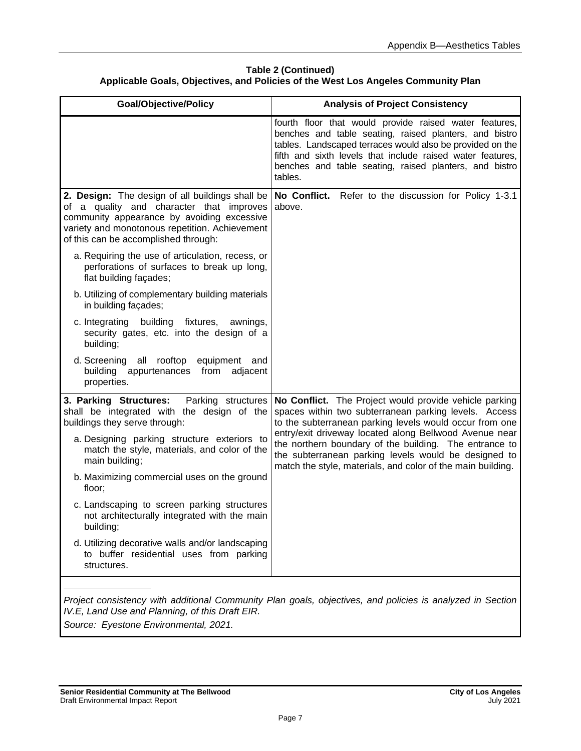**Table 2 (Continued)**
**Applicable Goals, Objectives, and Policies of the West Los Angeles Community Plan**

| Goal/Objective/Policy | Analysis of Project Consistency |
|---|---|
| | fourth floor that would provide raised water features, benches and table seating, raised planters, and bistro tables. Landscaped terraces would also be provided on the fifth and sixth levels that include raised water features, benches and table seating, raised planters, and bistro tables. |
| **2. Design:** The design of all buildings shall be of a quality and character that improves community appearance by avoiding excessive variety and monotonous repetition. Achievement of this can be accomplished through:<br>a. Requiring the use of articulation, recess, or perforations of surfaces to break up long, flat building façades;<br>b. Utilizing of complementary building materials in building façades;<br>c. Integrating building fixtures, awnings, security gates, etc. into the design of a building;<br>d. Screening all rooftop equipment and building appurtenances from adjacent properties. | **No Conflict.** Refer to the discussion for Policy 1-3.1 above. |
| **3. Parking Structures:** Parking structures shall be integrated with the design of the buildings they serve through:<br>a. Designing parking structure exteriors to match the style, materials, and color of the main building;<br>b. Maximizing commercial uses on the ground floor;<br>c. Landscaping to screen parking structures not architecturally integrated with the main building;<br>d. Utilizing decorative walls and/or landscaping to buffer residential uses from parking structures. | **No Conflict.** The Project would provide vehicle parking spaces within two subterranean parking levels. Access to the subterranean parking levels would occur from one entry/exit driveway located along Bellwood Avenue near the northern boundary of the building. The entrance to the subterranean parking levels would be designed to match the style, materials, and color of the main building. |

*Project consistency with additional Community Plan goals, objectives, and policies is analyzed in Section IV.E, Land Use and Planning, of this Draft EIR.*

*Source: Eyestone Environmental, 2021.*